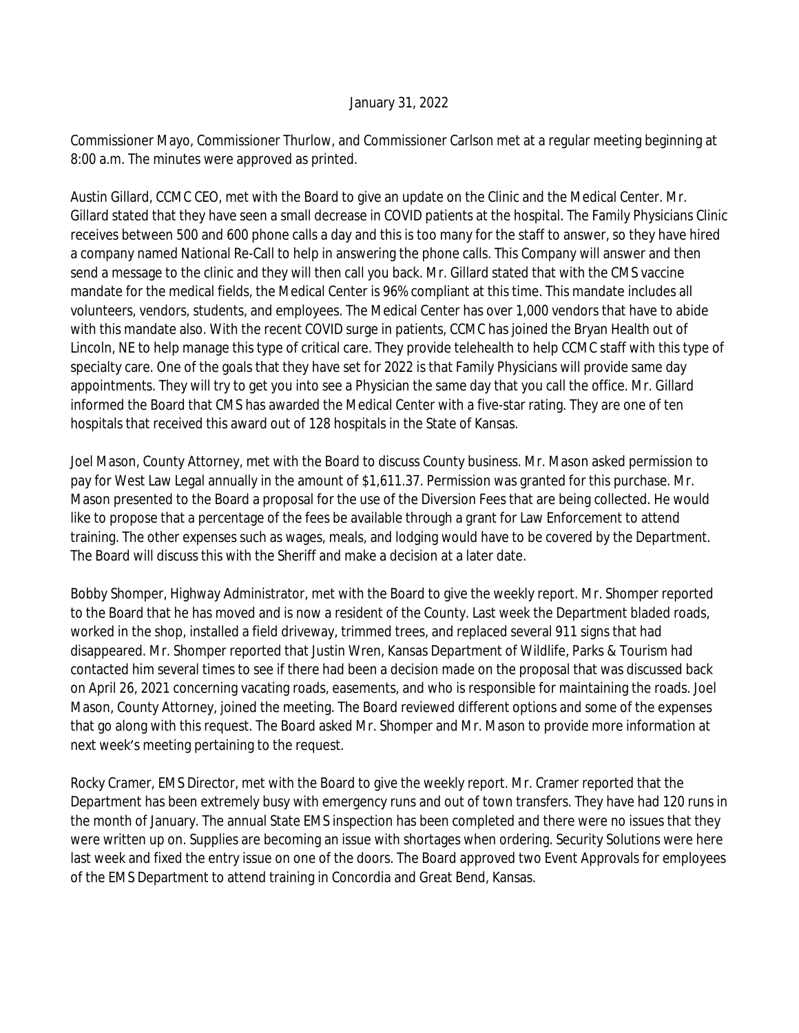January 31, 2022

Commissioner Mayo, Commissioner Thurlow, and Commissioner Carlson met at a regular meeting beginning at 8:00 a.m. The minutes were approved as printed.

Austin Gillard, CCMC CEO, met with the Board to give an update on the Clinic and the Medical Center. Mr. Gillard stated that they have seen a small decrease in COVID patients at the hospital. The Family Physicians Clinic receives between 500 and 600 phone calls a day and this is too many for the staff to answer, so they have hired a company named National Re-Call to help in answering the phone calls. This Company will answer and then send a message to the clinic and they will then call you back. Mr. Gillard stated that with the CMS vaccine mandate for the medical fields, the Medical Center is 96% compliant at this time. This mandate includes all volunteers, vendors, students, and employees. The Medical Center has over 1,000 vendors that have to abide with this mandate also. With the recent COVID surge in patients, CCMC has joined the Bryan Health out of Lincoln, NE to help manage this type of critical care. They provide telehealth to help CCMC staff with this type of specialty care. One of the goals that they have set for 2022 is that Family Physicians will provide same day appointments. They will try to get you into see a Physician the same day that you call the office. Mr. Gillard informed the Board that CMS has awarded the Medical Center with a five-star rating. They are one of ten hospitals that received this award out of 128 hospitals in the State of Kansas.

Joel Mason, County Attorney, met with the Board to discuss County business. Mr. Mason asked permission to pay for West Law Legal annually in the amount of $1,611.37. Permission was granted for this purchase. Mr. Mason presented to the Board a proposal for the use of the Diversion Fees that are being collected. He would like to propose that a percentage of the fees be available through a grant for Law Enforcement to attend training. The other expenses such as wages, meals, and lodging would have to be covered by the Department. The Board will discuss this with the Sheriff and make a decision at a later date.

Bobby Shomper, Highway Administrator, met with the Board to give the weekly report. Mr. Shomper reported to the Board that he has moved and is now a resident of the County. Last week the Department bladed roads, worked in the shop, installed a field driveway, trimmed trees, and replaced several 911 signs that had disappeared. Mr. Shomper reported that Justin Wren, Kansas Department of Wildlife, Parks & Tourism had contacted him several times to see if there had been a decision made on the proposal that was discussed back on April 26, 2021 concerning vacating roads, easements, and who is responsible for maintaining the roads. Joel Mason, County Attorney, joined the meeting. The Board reviewed different options and some of the expenses that go along with this request. The Board asked Mr. Shomper and Mr. Mason to provide more information at next week's meeting pertaining to the request.

Rocky Cramer, EMS Director, met with the Board to give the weekly report. Mr. Cramer reported that the Department has been extremely busy with emergency runs and out of town transfers. They have had 120 runs in the month of January. The annual State EMS inspection has been completed and there were no issues that they were written up on. Supplies are becoming an issue with shortages when ordering. Security Solutions were here last week and fixed the entry issue on one of the doors. The Board approved two Event Approvals for employees of the EMS Department to attend training in Concordia and Great Bend, Kansas.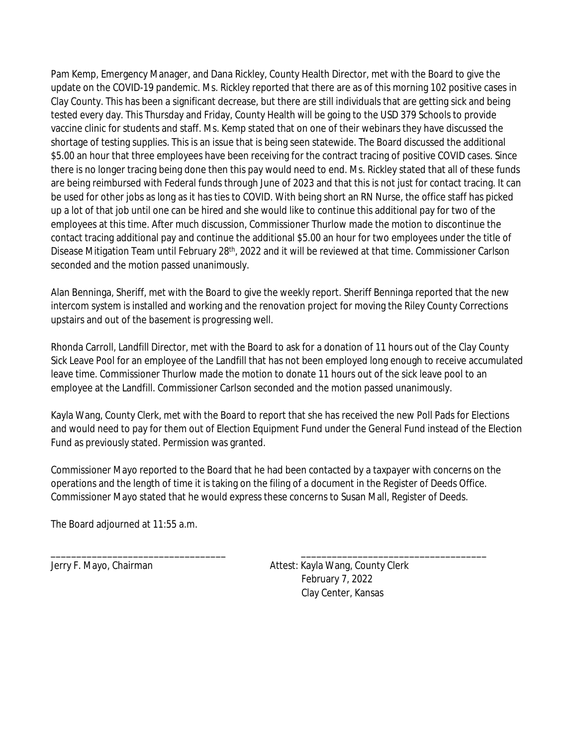Pam Kemp, Emergency Manager, and Dana Rickley, County Health Director, met with the Board to give the update on the COVID-19 pandemic. Ms. Rickley reported that there are as of this morning 102 positive cases in Clay County. This has been a significant decrease, but there are still individuals that are getting sick and being tested every day. This Thursday and Friday, County Health will be going to the USD 379 Schools to provide vaccine clinic for students and staff. Ms. Kemp stated that on one of their webinars they have discussed the shortage of testing supplies. This is an issue that is being seen statewide. The Board discussed the additional $5.00 an hour that three employees have been receiving for the contract tracing of positive COVID cases. Since there is no longer tracing being done then this pay would need to end. Ms. Rickley stated that all of these funds are being reimbursed with Federal funds through June of 2023 and that this is not just for contact tracing. It can be used for other jobs as long as it has ties to COVID. With being short an RN Nurse, the office staff has picked up a lot of that job until one can be hired and she would like to continue this additional pay for two of the employees at this time. After much discussion, Commissioner Thurlow made the motion to discontinue the contact tracing additional pay and continue the additional $5.00 an hour for two employees under the title of Disease Mitigation Team until February 28th, 2022 and it will be reviewed at that time. Commissioner Carlson seconded and the motion passed unanimously.

Alan Benninga, Sheriff, met with the Board to give the weekly report. Sheriff Benninga reported that the new intercom system is installed and working and the renovation project for moving the Riley County Corrections upstairs and out of the basement is progressing well.

Rhonda Carroll, Landfill Director, met with the Board to ask for a donation of 11 hours out of the Clay County Sick Leave Pool for an employee of the Landfill that has not been employed long enough to receive accumulated leave time. Commissioner Thurlow made the motion to donate 11 hours out of the sick leave pool to an employee at the Landfill. Commissioner Carlson seconded and the motion passed unanimously.

Kayla Wang, County Clerk, met with the Board to report that she has received the new Poll Pads for Elections and would need to pay for them out of Election Equipment Fund under the General Fund instead of the Election Fund as previously stated. Permission was granted.

Commissioner Mayo reported to the Board that he had been contacted by a taxpayer with concerns on the operations and the length of time it is taking on the filing of a document in the Register of Deeds Office. Commissioner Mayo stated that he would express these concerns to Susan Mall, Register of Deeds.

The Board adjourned at 11:55 a.m.

_________________________________ Jerry F. Mayo, Chairman

_________________________________ Attest: Kayla Wang, County Clerk

February 7, 2022

Clay Center, Kansas